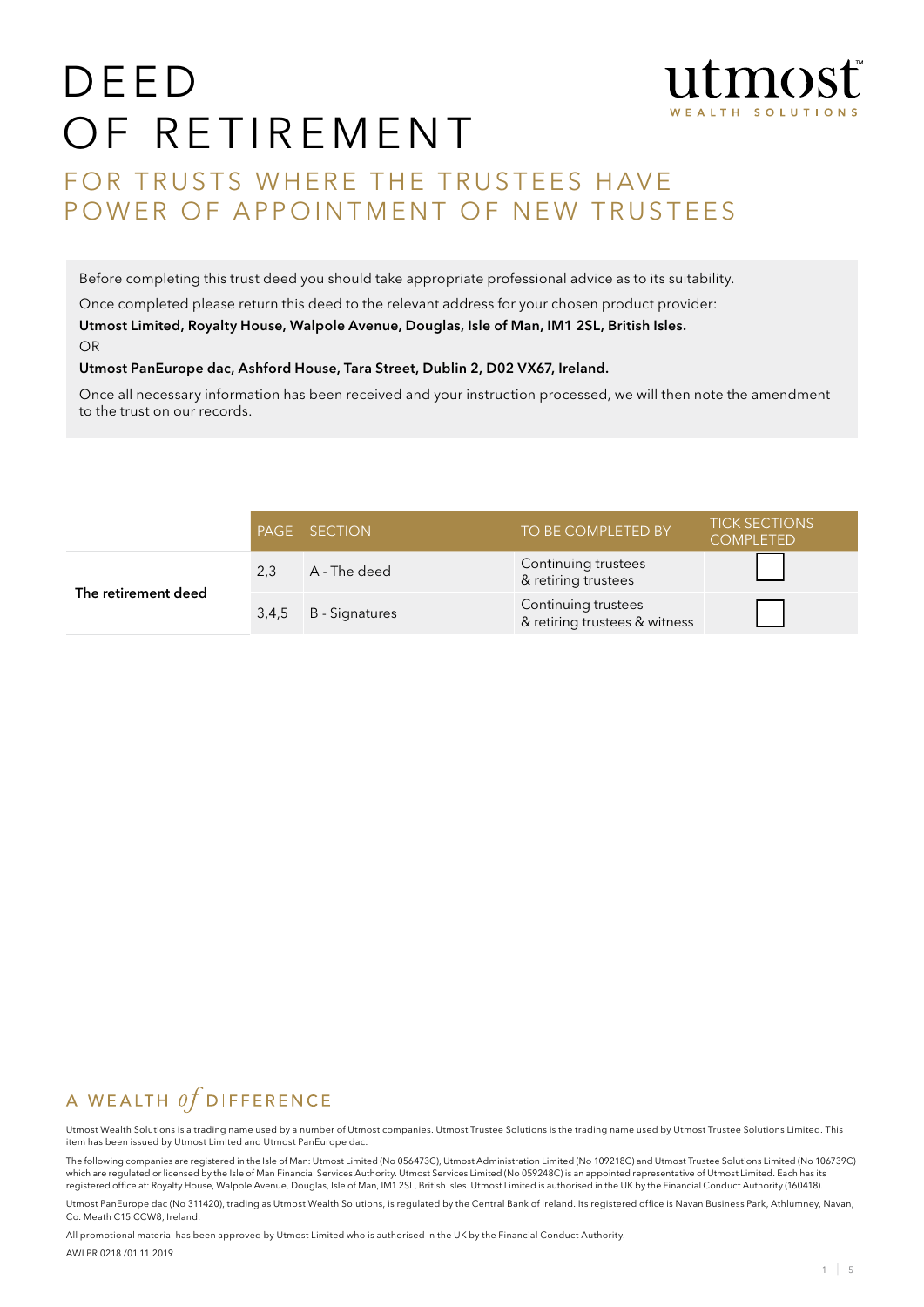# DEED OF RETIREMENT

## FOR TRUSTS WHERE THE TRUSTEES HAVE POWER OF APPOINTMENT OF NEW TRUSTEES

Before completing this trust deed you should take appropriate professional advice as to its suitability.

Once completed please return this deed to the relevant address for your chosen product provider:

**Utmost Limited, Royalty House, Walpole Avenue, Douglas, Isle of Man, IM1 2SL, British Isles.**

OR

**Utmost PanEurope dac, Ashford House, Tara Street, Dublin 2, D02 VX67, Ireland.**

Once all necessary information has been received and your instruction processed, we will then note the amendment to the trust on our records.

| | PAGE | SECTION | TO BE COMPLETED BY | TICK SECTIONS COMPLETED |
|---|---|---|---|---|
| **The retirement deed** | 2,3 | A - The deed | Continuing trustees & retiring trustees | ☐ |
| | 3,4,5 | B - Signatures | Continuing trustees & retiring trustees & witness | ☐ |

A WEALTH *of* DIFFERENCE

Utmost Wealth Solutions is a trading name used by a number of Utmost companies. Utmost Trustee Solutions is the trading name used by Utmost Trustee Solutions Limited. This item has been issued by Utmost Limited and Utmost PanEurope dac.

The following companies are registered in the Isle of Man: Utmost Limited (No 056473C), Utmost Administration Limited (No 109218C) and Utmost Trustee Solutions Limited (No 106739C) which are regulated or licensed by the Isle of Man Financial Services Authority. Utmost Services Limited (No 059248C) is an appointed representative of Utmost Limited. Each has its registered office at: Royalty House, Walpole Avenue, Douglas, Isle of Man, IM1 2SL, British Isles. Utmost Limited is authorised in the UK by the Financial Conduct Authority (160418).

Utmost PanEurope dac (No 311420), trading as Utmost Wealth Solutions, is regulated by the Central Bank of Ireland. Its registered office is Navan Business Park, Athlumney, Navan, Co. Meath C15 CCW8, Ireland.

All promotional material has been approved by Utmost Limited who is authorised in the UK by the Financial Conduct Authority.

AWI PR 0218 /01.11.2019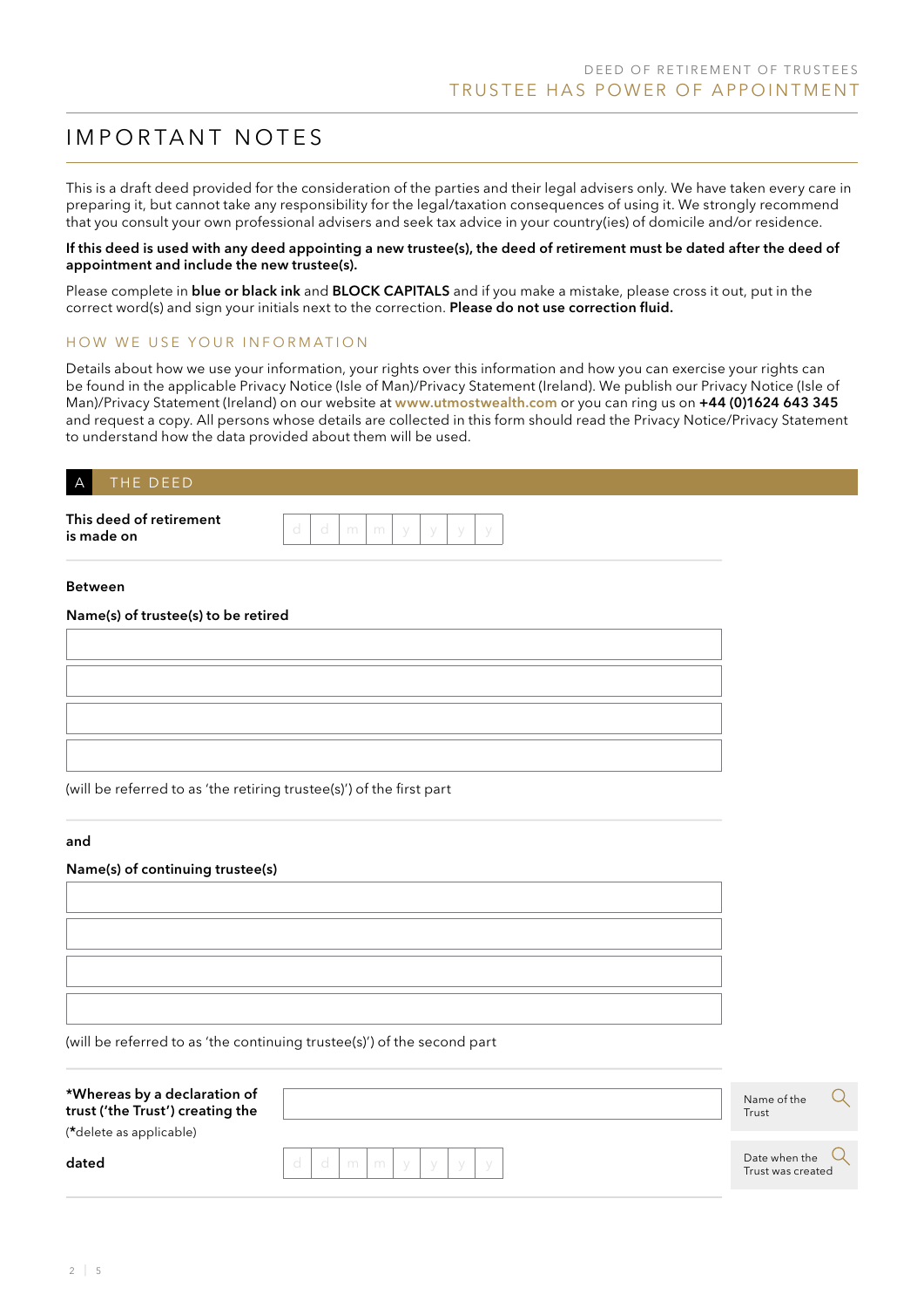# IMPORTANT NOTES

This is a draft deed provided for the consideration of the parties and their legal advisers only. We have taken every care in preparing it, but cannot take any responsibility for the legal/taxation consequences of using it. We strongly recommend that you consult your own professional advisers and seek tax advice in your country(ies) of domicile and/or residence.

**If this deed is used with any deed appointing a new trustee(s), the deed of retirement must be dated after the deed of appointment and include the new trustee(s).**

Please complete in **blue or black ink** and **BLOCK CAPITALS** and if you make a mistake, please cross it out, put in the correct word(s) and sign your initials next to the correction. **Please do not use correction fluid.**

## HOW WE USE YOUR INFORMATION

Details about how we use your information, your rights over this information and how you can exercise your rights can be found in the applicable Privacy Notice (Isle of Man)/Privacy Statement (Ireland). We publish our Privacy Notice (Isle of Man)/Privacy Statement (Ireland) on our website at **www.utmostwealth.com** or you can ring us on **+44 (0)1624 643 345** and request a copy. All persons whose details are collected in this form should read the Privacy Notice/Privacy Statement to understand how the data provided about them will be used.

## A THE DEED

**This deed of retirement is made on** d d m m y y y y

**Between**

**Name(s) of trustee(s) to be retired**

(will be referred to as 'the retiring trustee(s)') of the first part

**and**

**Name(s) of continuing trustee(s)**

(will be referred to as 'the continuing trustee(s)') of the second part

***Whereas by a declaration of trust ('the Trust') creating the**

(***delete as applicable)

Name of the Trust

**dated** d d m m y y y y

Date when the Trust was created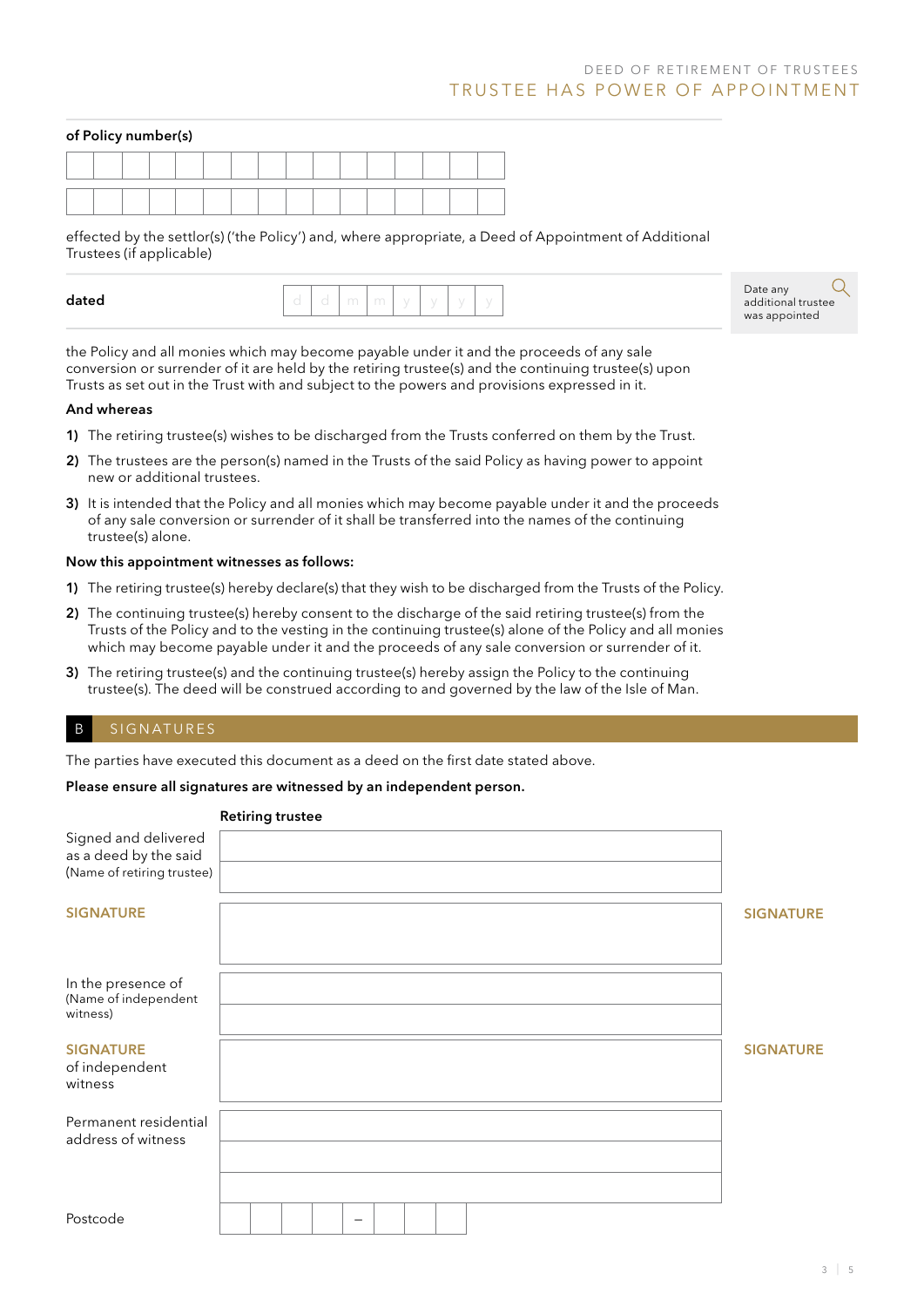**of Policy number(s)**

| | | | | | | | | | | | | | | | |
|---|---|---|---|---|---|---|---|---|---|---|---|---|---|---|---|
| | | | | | | | | | | | | | | | |

| | | | | | | | | | | | | | | | |
|---|---|---|---|---|---|---|---|---|---|---|---|---|---|---|---|
| | | | | | | | | | | | | | | | |

effected by the settlor(s) ('the Policy') and, where appropriate, a Deed of Appointment of Additional Trustees (if applicable)

**dated** d d m m y y y y

Date any additional trustee was appointed

the Policy and all monies which may become payable under it and the proceeds of any sale conversion or surrender of it are held by the retiring trustee(s) and the continuing trustee(s) upon Trusts as set out in the Trust with and subject to the powers and provisions expressed in it.

**And whereas**

1) The retiring trustee(s) wishes to be discharged from the Trusts conferred on them by the Trust.
2) The trustees are the person(s) named in the Trusts of the said Policy as having power to appoint new or additional trustees.
3) It is intended that the Policy and all monies which may become payable under it and the proceeds of any sale conversion or surrender of it shall be transferred into the names of the continuing trustee(s) alone.

**Now this appointment witnesses as follows:**

1) The retiring trustee(s) hereby declare(s) that they wish to be discharged from the Trusts of the Policy.
2) The continuing trustee(s) hereby consent to the discharge of the said retiring trustee(s) from the Trusts of the Policy and to the vesting in the continuing trustee(s) alone of the Policy and all monies which may become payable under it and the proceeds of any sale conversion or surrender of it.
3) The retiring trustee(s) and the continuing trustee(s) hereby assign the Policy to the continuing trustee(s). The deed will be construed according to and governed by the law of the Isle of Man.

## B SIGNATURES

The parties have executed this document as a deed on the first date stated above.

**Please ensure all signatures are witnessed by an independent person.**

**Retiring trustee**

Signed and delivered as a deed by the said (Name of retiring trustee)

**SIGNATURE** **SIGNATURE**

In the presence of (Name of independent witness)

**SIGNATURE** of independent witness **SIGNATURE**

Permanent residential address of witness

Postcode –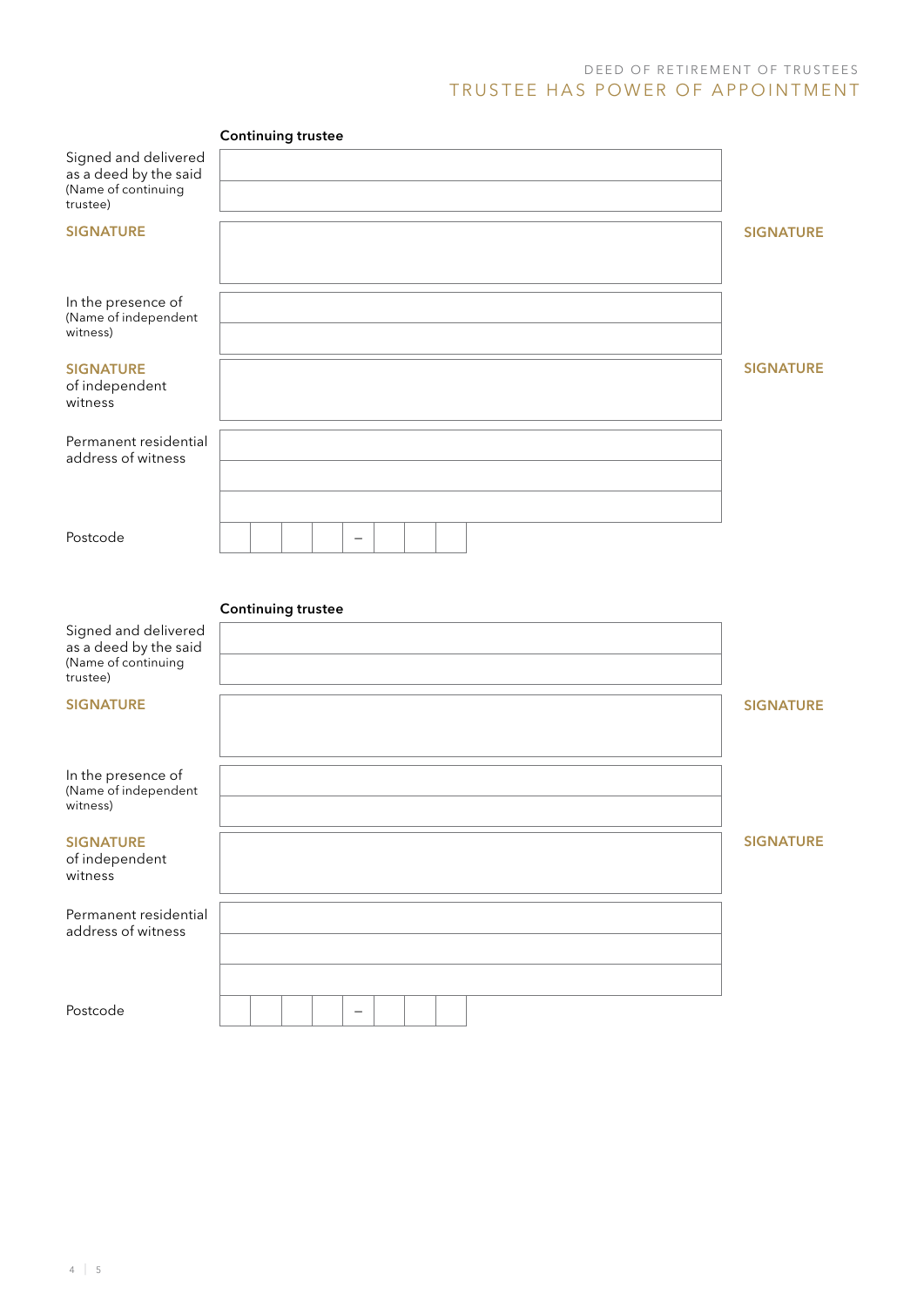## Continuing trustee

| | |
|---|---|
| Signed and delivered as a deed by the said (Name of continuing trustee) | |
| **SIGNATURE** | |
| In the presence of (Name of independent witness) | |
| **SIGNATURE** of independent witness | |
| Permanent residential address of witness | |
| Postcode | _ _ _ _ – _ _ _ |

**SIGNATURE**

**SIGNATURE**

## Continuing trustee

| | |
|---|---|
| Signed and delivered as a deed by the said (Name of continuing trustee) | |
| **SIGNATURE** | |
| In the presence of (Name of independent witness) | |
| **SIGNATURE** of independent witness | |
| Permanent residential address of witness | |
| Postcode | _ _ _ _ – _ _ _ |

**SIGNATURE**

**SIGNATURE**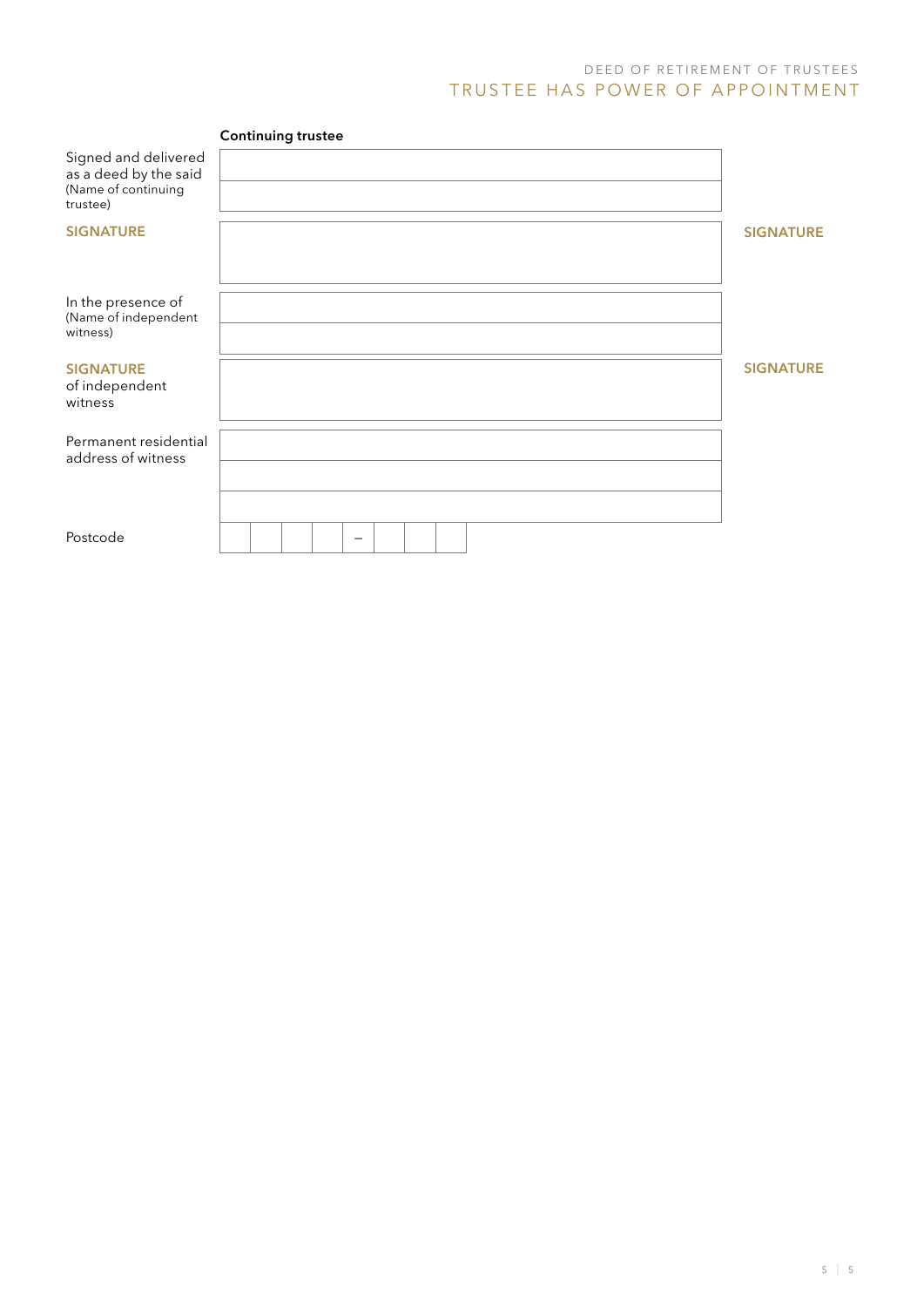**Continuing trustee**

| | |
|---|---|
| Signed and delivered as a deed by the said (Name of continuing trustee) | |
| **SIGNATURE** | **SIGNATURE** |
| In the presence of (Name of independent witness) | |
| **SIGNATURE** of independent witness | **SIGNATURE** |
| Permanent residential address of witness | |
| Postcode | _ _ _ _ – _ _ _ |